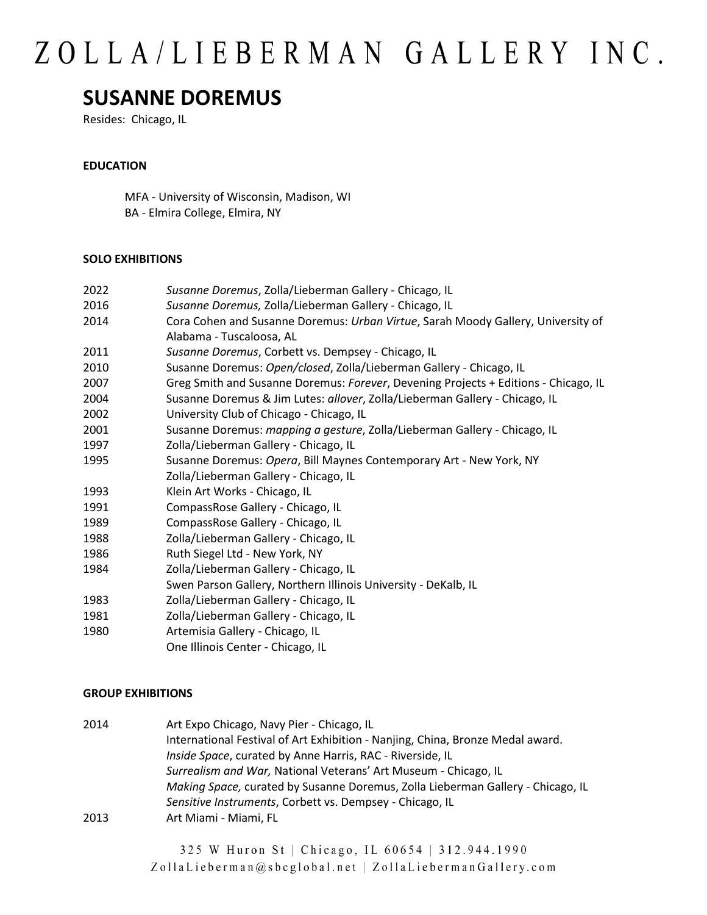# ZOLLA/LIEBERMAN GALLERY INC.

## SUSANNE DOREMUS

Resides: Chicago, IL

### EDUCATION

MFA - University of Wisconsin, Madison, WI
BA - Elmira College, Elmira, NY

### SOLO EXHIBITIONS

| | |
|---|---|
| 2022 | *Susanne Doremus*, Zolla/Lieberman Gallery - Chicago, IL |
| 2016 | *Susanne Doremus,* Zolla/Lieberman Gallery - Chicago, IL |
| 2014 | Cora Cohen and Susanne Doremus: *Urban Virtue*, Sarah Moody Gallery, University of Alabama - Tuscaloosa, AL |
| 2011 | *Susanne Doremus*, Corbett vs. Dempsey - Chicago, IL |
| 2010 | Susanne Doremus: *Open/closed*, Zolla/Lieberman Gallery - Chicago, IL |
| 2007 | Greg Smith and Susanne Doremus: *Forever*, Devening Projects + Editions - Chicago, IL |
| 2004 | Susanne Doremus & Jim Lutes: *allover*, Zolla/Lieberman Gallery - Chicago, IL |
| 2002 | University Club of Chicago - Chicago, IL |
| 2001 | Susanne Doremus: *mapping a gesture*, Zolla/Lieberman Gallery - Chicago, IL |
| 1997 | Zolla/Lieberman Gallery - Chicago, IL |
| 1995 | Susanne Doremus: *Opera*, Bill Maynes Contemporary Art - New York, NY |
| | Zolla/Lieberman Gallery - Chicago, IL |
| 1993 | Klein Art Works - Chicago, IL |
| 1991 | CompassRose Gallery - Chicago, IL |
| 1989 | CompassRose Gallery - Chicago, IL |
| 1988 | Zolla/Lieberman Gallery - Chicago, IL |
| 1986 | Ruth Siegel Ltd - New York, NY |
| 1984 | Zolla/Lieberman Gallery - Chicago, IL |
| | Swen Parson Gallery, Northern Illinois University - DeKalb, IL |
| 1983 | Zolla/Lieberman Gallery - Chicago, IL |
| 1981 | Zolla/Lieberman Gallery - Chicago, IL |
| 1980 | Artemisia Gallery - Chicago, IL |
| | One Illinois Center - Chicago, IL |

### GROUP EXHIBITIONS

| | |
|---|---|
| 2014 | Art Expo Chicago, Navy Pier - Chicago, IL |
| | International Festival of Art Exhibition - Nanjing, China, Bronze Medal award. |
| | *Inside Space*, curated by Anne Harris, RAC - Riverside, IL |
| | *Surrealism and War,* National Veterans' Art Museum - Chicago, IL |
| | *Making Space,* curated by Susanne Doremus, Zolla Lieberman Gallery - Chicago, IL |
| | *Sensitive Instruments*, Corbett vs. Dempsey - Chicago, IL |
| 2013 | Art Miami - Miami, FL |

325 W Huron St | Chicago, IL 60654 | 312.944.1990
ZollaLieberman@sbcglobal.net | ZollaLiebermanGallery.com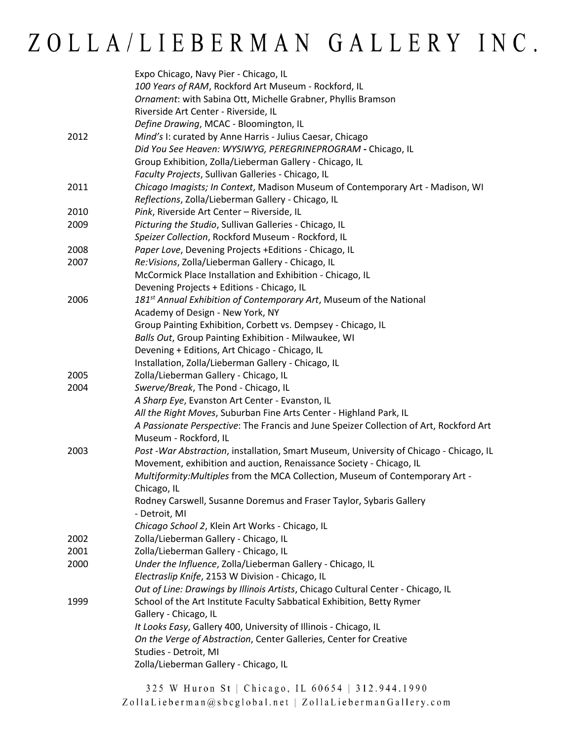| | |
|---|---|
| | Expo Chicago, Navy Pier - Chicago, IL |
| | *100 Years of RAM*, Rockford Art Museum - Rockford, IL |
| | *Ornament*: with Sabina Ott, Michelle Grabner, Phyllis Bramson |
| | Riverside Art Center - Riverside, IL |
| | *Define Drawing*, MCAC - Bloomington, IL |
| 2012 | *Mind's* I: curated by Anne Harris - Julius Caesar, Chicago |
| | *Did You See Heaven: WYSIWYG, PEREGRINEPROGRAM* **-** Chicago, IL |
| | Group Exhibition, Zolla/Lieberman Gallery - Chicago, IL |
| | *Faculty Projects*, Sullivan Galleries - Chicago, IL |
| 2011 | *Chicago Imagists; In Context*, Madison Museum of Contemporary Art - Madison, WI |
| | *Reflections*, Zolla/Lieberman Gallery - Chicago, IL |
| 2010 | *Pink*, Riverside Art Center – Riverside, IL |
| 2009 | *Picturing the Studio*, Sullivan Galleries - Chicago, IL |
| | *Speizer Collection*, Rockford Museum - Rockford, IL |
| 2008 | *Paper Love*, Devening Projects +Editions - Chicago, IL |
| 2007 | *Re:Visions*, Zolla/Lieberman Gallery - Chicago, IL |
| | McCormick Place Installation and Exhibition - Chicago, IL |
| | Devening Projects + Editions - Chicago, IL |
| 2006 | *181st Annual Exhibition of Contemporary Art*, Museum of the National Academy of Design - New York, NY |
| | Group Painting Exhibition, Corbett vs. Dempsey - Chicago, IL |
| | *Balls Out*, Group Painting Exhibition - Milwaukee, WI |
| | Devening + Editions, Art Chicago - Chicago, IL |
| | Installation, Zolla/Lieberman Gallery - Chicago, IL |
| 2005 | Zolla/Lieberman Gallery - Chicago, IL |
| 2004 | *Swerve/Break*, The Pond - Chicago, IL |
| | *A Sharp Eye*, Evanston Art Center - Evanston, IL |
| | *All the Right Moves*, Suburban Fine Arts Center - Highland Park, IL |
| | *A Passionate Perspective*: The Francis and June Speizer Collection of Art, Rockford Art Museum - Rockford, IL |
| 2003 | *Post -War Abstraction*, installation, Smart Museum, University of Chicago - Chicago, IL |
| | Movement, exhibition and auction, Renaissance Society - Chicago, IL |
| | *Multiformity:Multiples* from the MCA Collection, Museum of Contemporary Art - Chicago, IL |
| | Rodney Carswell, Susanne Doremus and Fraser Taylor, Sybaris Gallery - Detroit, MI |
| | *Chicago School 2*, Klein Art Works - Chicago, IL |
| 2002 | Zolla/Lieberman Gallery - Chicago, IL |
| 2001 | Zolla/Lieberman Gallery - Chicago, IL |
| 2000 | *Under the Influence*, Zolla/Lieberman Gallery - Chicago, IL |
| | *Electraslip Knife*, 2153 W Division - Chicago, IL |
| | *Out of Line: Drawings by Illinois Artists*, Chicago Cultural Center - Chicago, IL |
| 1999 | School of the Art Institute Faculty Sabbatical Exhibition, Betty Rymer Gallery - Chicago, IL |
| | *It Looks Easy*, Gallery 400, University of Illinois - Chicago, IL |
| | *On the Verge of Abstraction*, Center Galleries, Center for Creative Studies - Detroit, MI |
| | Zolla/Lieberman Gallery - Chicago, IL |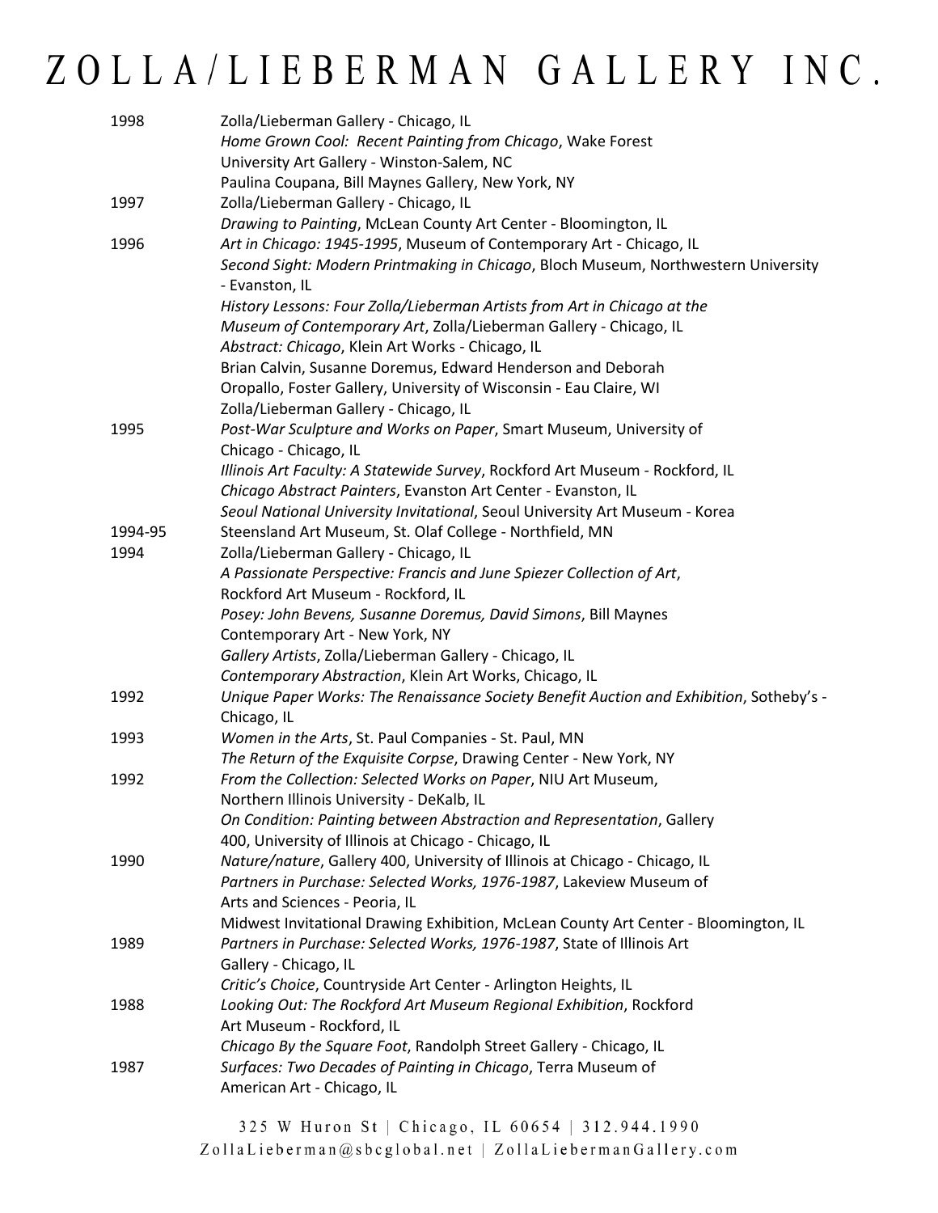| | |
|---|---|
| 1998 | Zolla/Lieberman Gallery - Chicago, IL |
| | *Home Grown Cool: Recent Painting from Chicago*, Wake Forest University Art Gallery - Winston-Salem, NC |
| | Paulina Coupana, Bill Maynes Gallery, New York, NY |
| 1997 | Zolla/Lieberman Gallery - Chicago, IL |
| | *Drawing to Painting*, McLean County Art Center - Bloomington, IL |
| 1996 | *Art in Chicago: 1945-1995*, Museum of Contemporary Art - Chicago, IL |
| | *Second Sight: Modern Printmaking in Chicago*, Bloch Museum, Northwestern University - Evanston, IL |
| | *History Lessons: Four Zolla/Lieberman Artists from Art in Chicago at the Museum of Contemporary Art*, Zolla/Lieberman Gallery - Chicago, IL |
| | *Abstract: Chicago*, Klein Art Works - Chicago, IL |
| | Brian Calvin, Susanne Doremus, Edward Henderson and Deborah Oropallo, Foster Gallery, University of Wisconsin - Eau Claire, WI |
| | Zolla/Lieberman Gallery - Chicago, IL |
| 1995 | *Post-War Sculpture and Works on Paper*, Smart Museum, University of Chicago - Chicago, IL |
| | *Illinois Art Faculty: A Statewide Survey*, Rockford Art Museum - Rockford, IL |
| | *Chicago Abstract Painters*, Evanston Art Center - Evanston, IL |
| | *Seoul National University Invitational*, Seoul University Art Museum - Korea |
| 1994-95 | Steensland Art Museum, St. Olaf College - Northfield, MN |
| 1994 | Zolla/Lieberman Gallery - Chicago, IL |
| | *A Passionate Perspective: Francis and June Spiezer Collection of Art*, Rockford Art Museum - Rockford, IL |
| | *Posey: John Bevens, Susanne Doremus, David Simons*, Bill Maynes Contemporary Art - New York, NY |
| | *Gallery Artists*, Zolla/Lieberman Gallery - Chicago, IL |
| | *Contemporary Abstraction*, Klein Art Works, Chicago, IL |
| 1992 | *Unique Paper Works: The Renaissance Society Benefit Auction and Exhibition*, Sotheby's - Chicago, IL |
| 1993 | *Women in the Arts*, St. Paul Companies - St. Paul, MN |
| | *The Return of the Exquisite Corpse*, Drawing Center - New York, NY |
| 1992 | *From the Collection: Selected Works on Paper*, NIU Art Museum, Northern Illinois University - DeKalb, IL |
| | *On Condition: Painting between Abstraction and Representation*, Gallery 400, University of Illinois at Chicago - Chicago, IL |
| 1990 | *Nature/nature*, Gallery 400, University of Illinois at Chicago - Chicago, IL |
| | *Partners in Purchase: Selected Works, 1976-1987*, Lakeview Museum of Arts and Sciences - Peoria, IL |
| | Midwest Invitational Drawing Exhibition, McLean County Art Center - Bloomington, IL |
| 1989 | *Partners in Purchase: Selected Works, 1976-1987*, State of Illinois Art Gallery - Chicago, IL |
| | *Critic's Choice*, Countryside Art Center - Arlington Heights, IL |
| 1988 | *Looking Out: The Rockford Art Museum Regional Exhibition*, Rockford Art Museum - Rockford, IL |
| | *Chicago By the Square Foot*, Randolph Street Gallery - Chicago, IL |
| 1987 | *Surfaces: Two Decades of Painting in Chicago*, Terra Museum of American Art - Chicago, IL |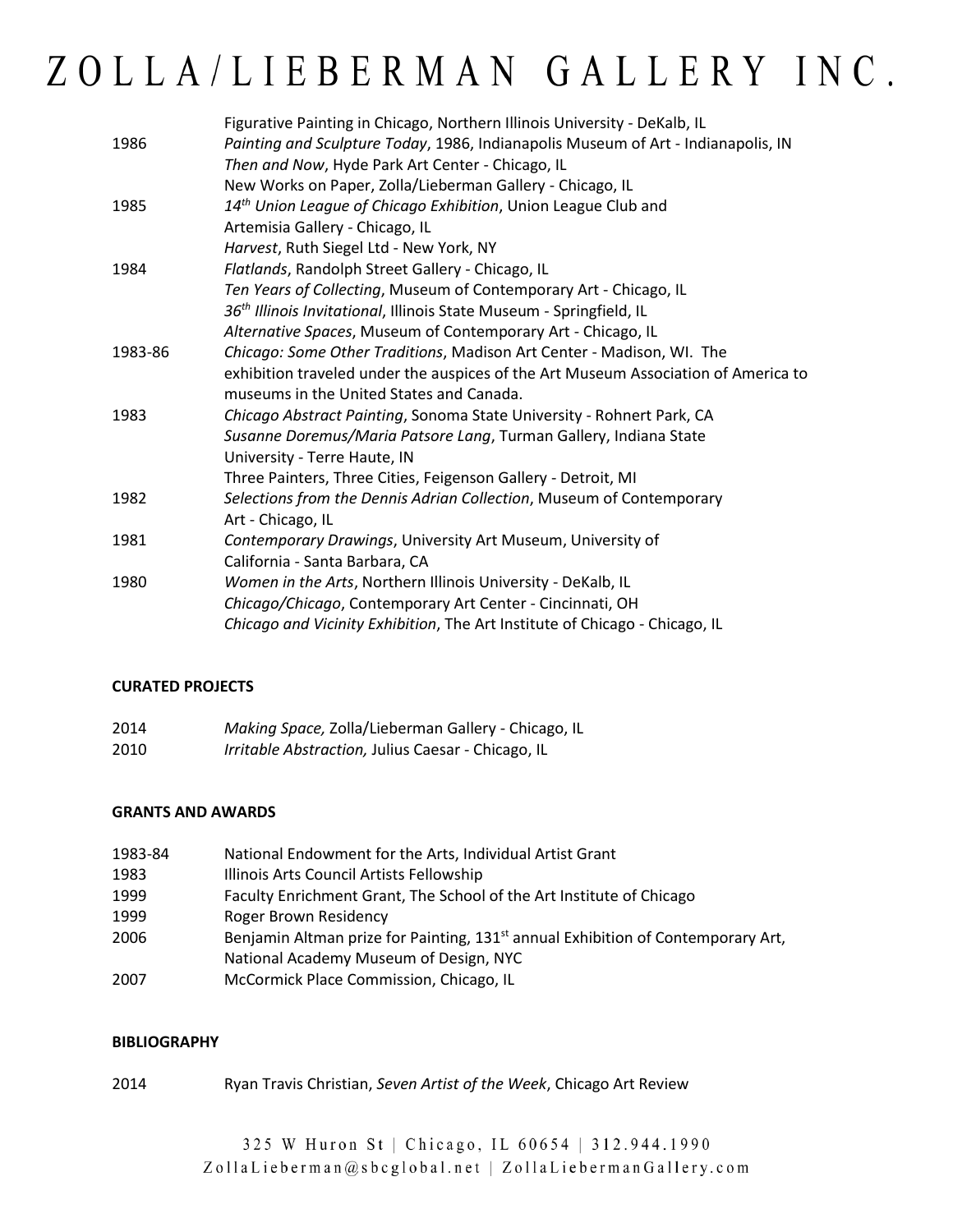| | |
|---|---|
| | Figurative Painting in Chicago, Northern Illinois University - DeKalb, IL |
| 1986 | *Painting and Sculpture Today*, 1986, Indianapolis Museum of Art - Indianapolis, IN |
| | *Then and Now*, Hyde Park Art Center - Chicago, IL |
| | New Works on Paper, Zolla/Lieberman Gallery - Chicago, IL |
| 1985 | *14th Union League of Chicago Exhibition*, Union League Club and Artemisia Gallery - Chicago, IL |
| | *Harvest*, Ruth Siegel Ltd - New York, NY |
| 1984 | *Flatlands*, Randolph Street Gallery - Chicago, IL |
| | *Ten Years of Collecting*, Museum of Contemporary Art - Chicago, IL |
| | *36th Illinois Invitational*, Illinois State Museum - Springfield, IL |
| | *Alternative Spaces*, Museum of Contemporary Art - Chicago, IL |
| 1983-86 | *Chicago: Some Other Traditions*, Madison Art Center - Madison, WI. The exhibition traveled under the auspices of the Art Museum Association of America to museums in the United States and Canada. |
| 1983 | *Chicago Abstract Painting*, Sonoma State University - Rohnert Park, CA |
| | *Susanne Doremus/Maria Patsore Lang*, Turman Gallery, Indiana State University - Terre Haute, IN |
| | Three Painters, Three Cities, Feigenson Gallery - Detroit, MI |
| 1982 | *Selections from the Dennis Adrian Collection*, Museum of Contemporary Art - Chicago, IL |
| 1981 | *Contemporary Drawings*, University Art Museum, University of California - Santa Barbara, CA |
| 1980 | *Women in the Arts*, Northern Illinois University - DeKalb, IL |
| | *Chicago/Chicago*, Contemporary Art Center - Cincinnati, OH |
| | *Chicago and Vicinity Exhibition*, The Art Institute of Chicago - Chicago, IL |

**CURATED PROJECTS**

| | |
|---|---|
| 2014 | *Making Space,* Zolla/Lieberman Gallery - Chicago, IL |
| 2010 | *Irritable Abstraction,* Julius Caesar - Chicago, IL |

**GRANTS AND AWARDS**

| | |
|---|---|
| 1983-84 | National Endowment for the Arts, Individual Artist Grant |
| 1983 | Illinois Arts Council Artists Fellowship |
| 1999 | Faculty Enrichment Grant, The School of the Art Institute of Chicago |
| 1999 | Roger Brown Residency |
| 2006 | Benjamin Altman prize for Painting, 131st annual Exhibition of Contemporary Art, National Academy Museum of Design, NYC |
| 2007 | McCormick Place Commission, Chicago, IL |

**BIBLIOGRAPHY**

| | |
|---|---|
| 2014 | Ryan Travis Christian, *Seven Artist of the Week*, Chicago Art Review |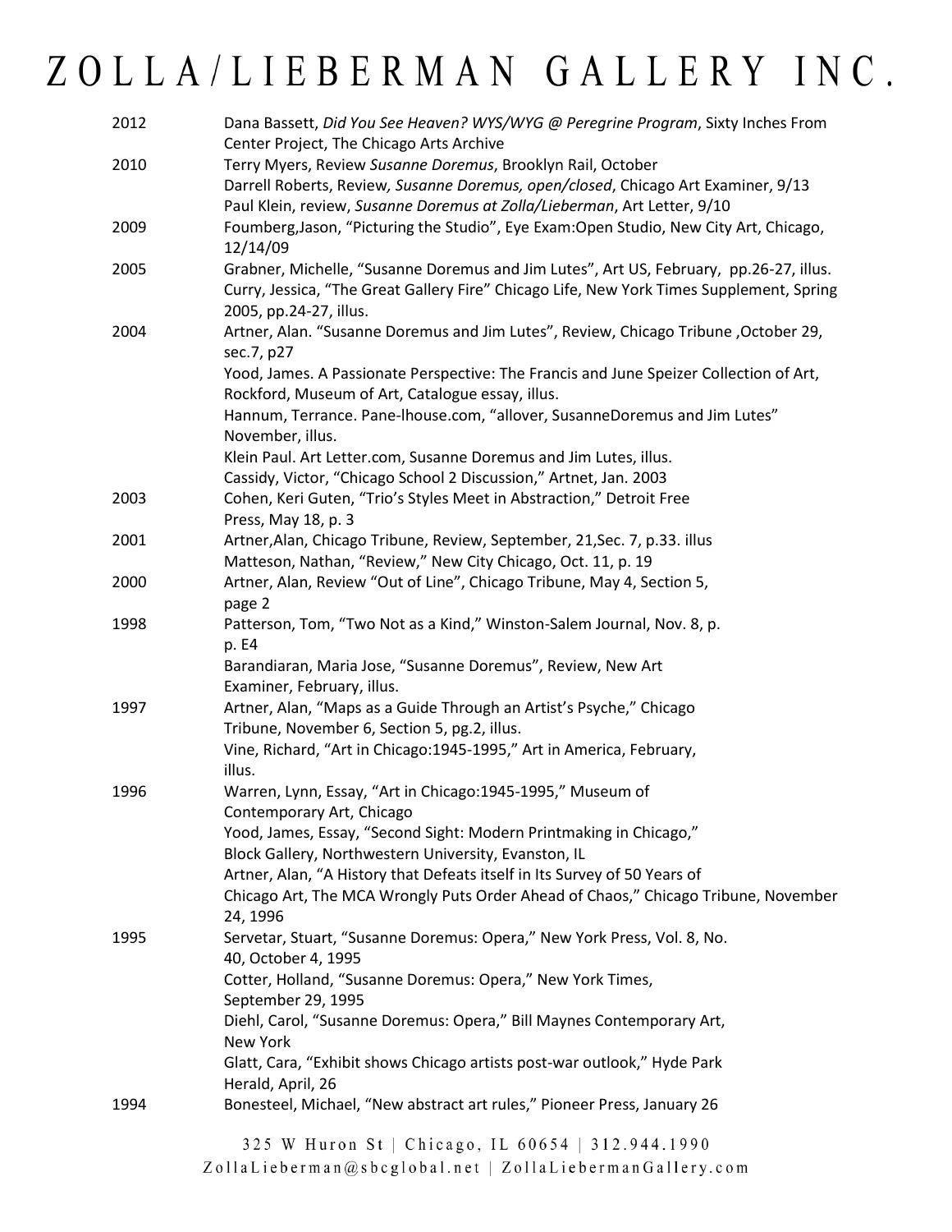2012 Dana Bassett, *Did You See Heaven? WYS/WYG @ Peregrine Program*, Sixty Inches From Center Project, The Chicago Arts Archive

2010 Terry Myers, Review *Susanne Doremus*, Brooklyn Rail, October
Darrell Roberts, Review*, Susanne Doremus, open/closed*, Chicago Art Examiner, 9/13
Paul Klein, review, *Susanne Doremus at Zolla/Lieberman*, Art Letter, 9/10

2009 Foumberg,Jason, "Picturing the Studio", Eye Exam:Open Studio, New City Art, Chicago, 12/14/09

2005 Grabner, Michelle, "Susanne Doremus and Jim Lutes", Art US, February, pp.26-27, illus.
Curry, Jessica, "The Great Gallery Fire" Chicago Life, New York Times Supplement, Spring 2005, pp.24-27, illus.

2004 Artner, Alan. "Susanne Doremus and Jim Lutes", Review, Chicago Tribune ,October 29, sec.7, p27
Yood, James. A Passionate Perspective: The Francis and June Speizer Collection of Art, Rockford, Museum of Art, Catalogue essay, illus.
Hannum, Terrance. Pane-lhouse.com, "allover, SusanneDoremus and Jim Lutes" November, illus.
Klein Paul. Art Letter.com, Susanne Doremus and Jim Lutes, illus.
Cassidy, Victor, "Chicago School 2 Discussion," Artnet, Jan. 2003

2003 Cohen, Keri Guten, "Trio's Styles Meet in Abstraction," Detroit Free Press, May 18, p. 3

2001 Artner,Alan, Chicago Tribune, Review, September, 21,Sec. 7, p.33. illus
Matteson, Nathan, "Review," New City Chicago, Oct. 11, p. 19

2000 Artner, Alan, Review "Out of Line", Chicago Tribune, May 4, Section 5, page 2

1998 Patterson, Tom, "Two Not as a Kind," Winston-Salem Journal, Nov. 8, p. p. E4
Barandiaran, Maria Jose, "Susanne Doremus", Review, New Art Examiner, February, illus.

1997 Artner, Alan, "Maps as a Guide Through an Artist's Psyche," Chicago Tribune, November 6, Section 5, pg.2, illus.
Vine, Richard, "Art in Chicago:1945-1995," Art in America, February, illus.

1996 Warren, Lynn, Essay, "Art in Chicago:1945-1995," Museum of Contemporary Art, Chicago
Yood, James, Essay, "Second Sight: Modern Printmaking in Chicago," Block Gallery, Northwestern University, Evanston, IL
Artner, Alan, "A History that Defeats itself in Its Survey of 50 Years of Chicago Art, The MCA Wrongly Puts Order Ahead of Chaos," Chicago Tribune, November 24, 1996

1995 Servetar, Stuart, "Susanne Doremus: Opera," New York Press, Vol. 8, No. 40, October 4, 1995
Cotter, Holland, "Susanne Doremus: Opera," New York Times, September 29, 1995
Diehl, Carol, "Susanne Doremus: Opera," Bill Maynes Contemporary Art, New York
Glatt, Cara, "Exhibit shows Chicago artists post-war outlook," Hyde Park Herald, April, 26

1994 Bonesteel, Michael, "New abstract art rules," Pioneer Press, January 26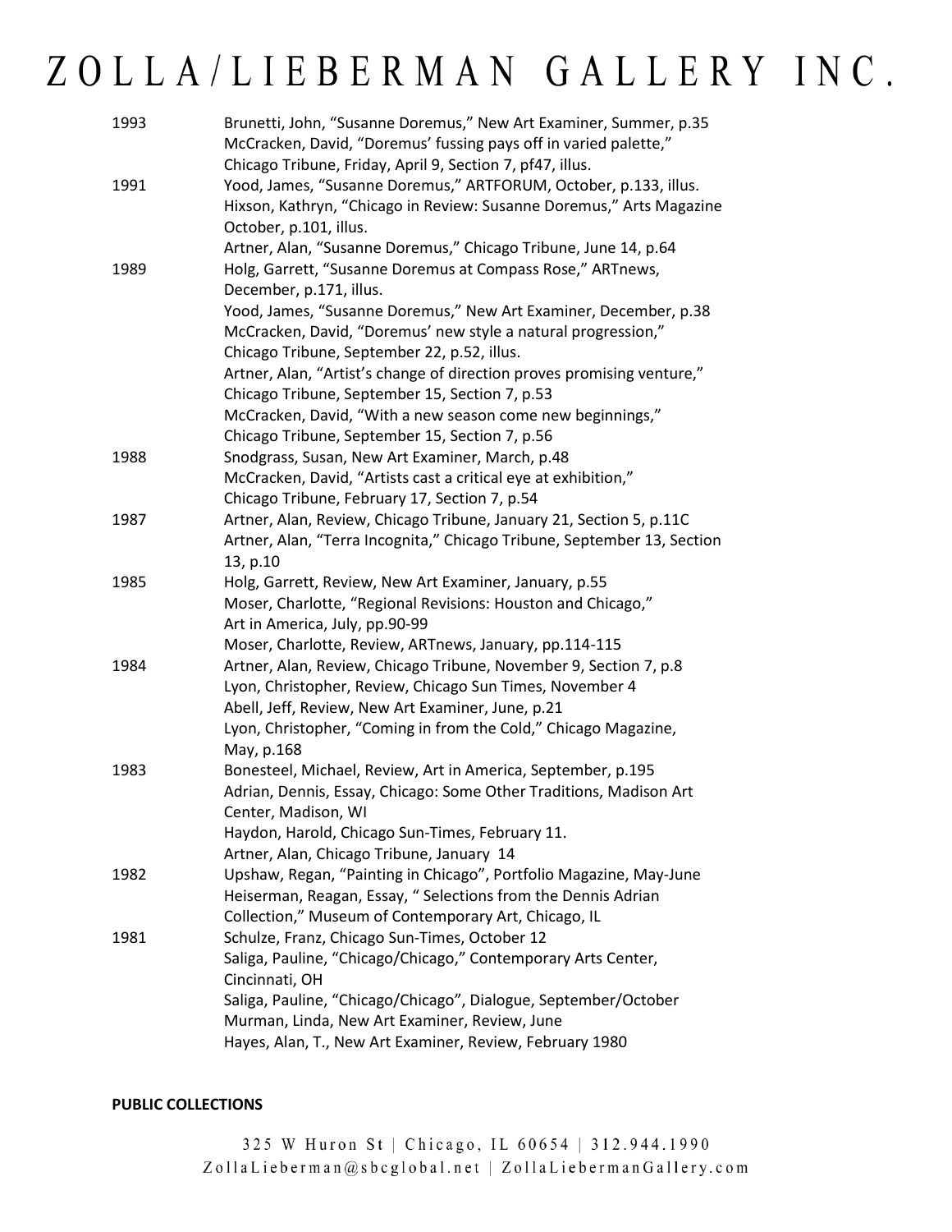| | |
|---|---|
| 1993 | Brunetti, John, “Susanne Doremus,” New Art Examiner, Summer, p.35 |
| | McCracken, David, “Doremus’ fussing pays off in varied palette,” Chicago Tribune, Friday, April 9, Section 7, pf47, illus. |
| 1991 | Yood, James, “Susanne Doremus,” ARTFORUM, October, p.133, illus. |
| | Hixson, Kathryn, “Chicago in Review: Susanne Doremus,” Arts Magazine October, p.101, illus. |
| | Artner, Alan, “Susanne Doremus,” Chicago Tribune, June 14, p.64 |
| 1989 | Holg, Garrett, “Susanne Doremus at Compass Rose,” ARTnews, December, p.171, illus. |
| | Yood, James, “Susanne Doremus,” New Art Examiner, December, p.38 |
| | McCracken, David, “Doremus’ new style a natural progression,” Chicago Tribune, September 22, p.52, illus. |
| | Artner, Alan, “Artist’s change of direction proves promising venture,” Chicago Tribune, September 15, Section 7, p.53 |
| | McCracken, David, “With a new season come new beginnings,” Chicago Tribune, September 15, Section 7, p.56 |
| 1988 | Snodgrass, Susan, New Art Examiner, March, p.48 |
| | McCracken, David, “Artists cast a critical eye at exhibition,” Chicago Tribune, February 17, Section 7, p.54 |
| 1987 | Artner, Alan, Review, Chicago Tribune, January 21, Section 5, p.11C |
| | Artner, Alan, “Terra Incognita,” Chicago Tribune, September 13, Section 13, p.10 |
| 1985 | Holg, Garrett, Review, New Art Examiner, January, p.55 |
| | Moser, Charlotte, “Regional Revisions: Houston and Chicago,” Art in America, July, pp.90-99 |
| | Moser, Charlotte, Review, ARTnews, January, pp.114-115 |
| 1984 | Artner, Alan, Review, Chicago Tribune, November 9, Section 7, p.8 |
| | Lyon, Christopher, Review, Chicago Sun Times, November 4 |
| | Abell, Jeff, Review, New Art Examiner, June, p.21 |
| | Lyon, Christopher, “Coming in from the Cold,” Chicago Magazine, May, p.168 |
| 1983 | Bonesteel, Michael, Review, Art in America, September, p.195 |
| | Adrian, Dennis, Essay, Chicago: Some Other Traditions, Madison Art Center, Madison, WI |
| | Haydon, Harold, Chicago Sun-Times, February 11. |
| | Artner, Alan, Chicago Tribune, January 14 |
| 1982 | Upshaw, Regan, “Painting in Chicago”, Portfolio Magazine, May-June |
| | Heiserman, Reagan, Essay, “ Selections from the Dennis Adrian Collection,” Museum of Contemporary Art, Chicago, IL |
| 1981 | Schulze, Franz, Chicago Sun-Times, October 12 |
| | Saliga, Pauline, “Chicago/Chicago,” Contemporary Arts Center, Cincinnati, OH |
| | Saliga, Pauline, “Chicago/Chicago”, Dialogue, September/October |
| | Murman, Linda, New Art Examiner, Review, June |
| | Hayes, Alan, T., New Art Examiner, Review, February 1980 |

**PUBLIC COLLECTIONS**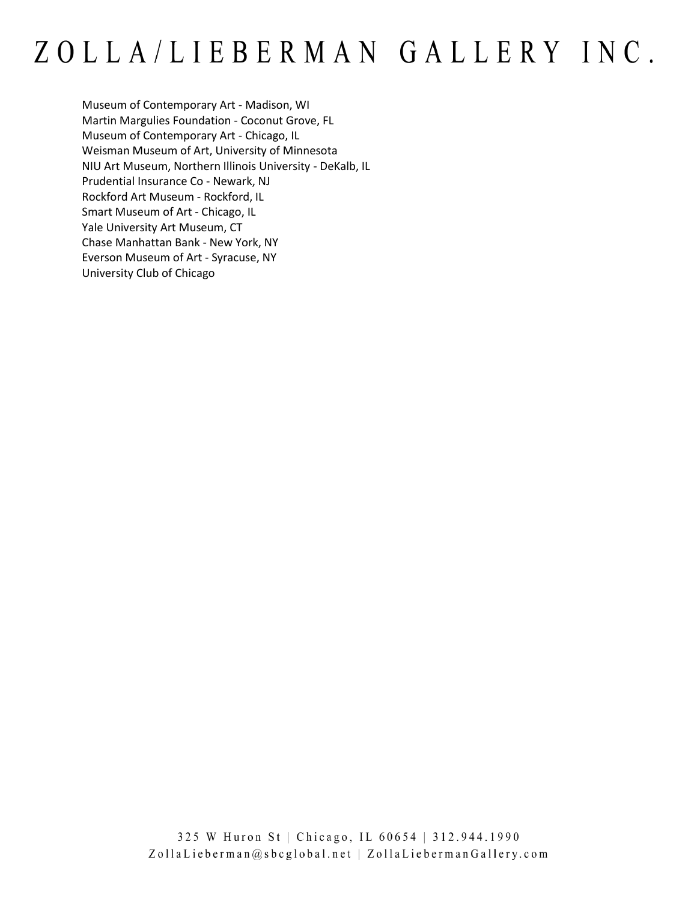Museum of Contemporary Art - Madison, WI
Martin Margulies Foundation - Coconut Grove, FL
Museum of Contemporary Art - Chicago, IL
Weisman Museum of Art, University of Minnesota
NIU Art Museum, Northern Illinois University - DeKalb, IL
Prudential Insurance Co - Newark, NJ
Rockford Art Museum - Rockford, IL
Smart Museum of Art - Chicago, IL
Yale University Art Museum, CT
Chase Manhattan Bank - New York, NY
Everson Museum of Art - Syracuse, NY
University Club of Chicago